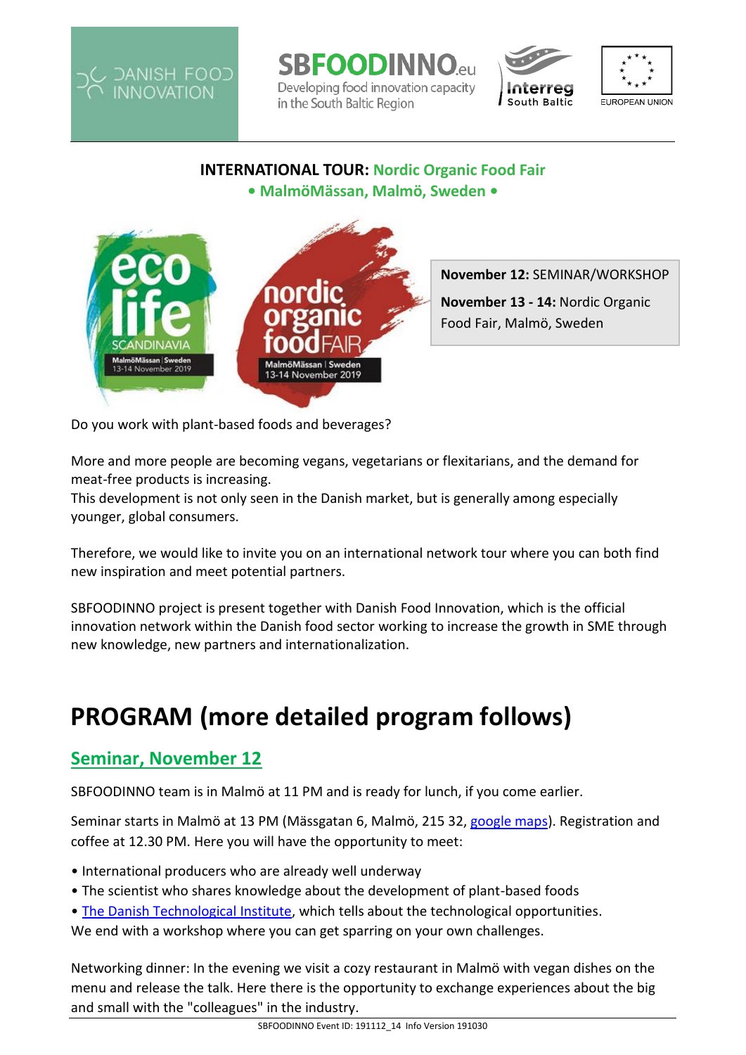**INTERNATIONAL TOUR: Nordic Organic Food Fair**

**• MalmöMässan, Malmö, Sweden •**

**November 12:** SEMINAR/WORKSHOP

**November 13 - 14:** Nordic Organic Food Fair, Malmö, Sweden

Do you work with plant-based foods and beverages?

More and more people are becoming vegans, vegetarians or flexitarians, and the demand for meat-free products is increasing.
This development is not only seen in the Danish market, but is generally among especially younger, global consumers.

Therefore, we would like to invite you on an international network tour where you can both find new inspiration and meet potential partners.

SBFOODINNO project is present together with Danish Food Innovation, which is the official innovation network within the Danish food sector working to increase the growth in SME through new knowledge, new partners and internationalization.

# PROGRAM (more detailed program follows)

## Seminar, November 12

SBFOODINNO team is in Malmö at 11 PM and is ready for lunch, if you come earlier.

Seminar starts in Malmö at 13 PM (Mässgatan 6, Malmö, 215 32, google maps). Registration and coffee at 12.30 PM. Here you will have the opportunity to meet:

• International producers who are already well underway
• The scientist who shares knowledge about the development of plant-based foods
• The Danish Technological Institute, which tells about the technological opportunities.
We end with a workshop where you can get sparring on your own challenges.

Networking dinner: In the evening we visit a cozy restaurant in Malmö with vegan dishes on the menu and release the talk. Here there is the opportunity to exchange experiences about the big and small with the "colleagues" in the industry.

SBFOODINNO Event ID: 191112_14 Info Version 191030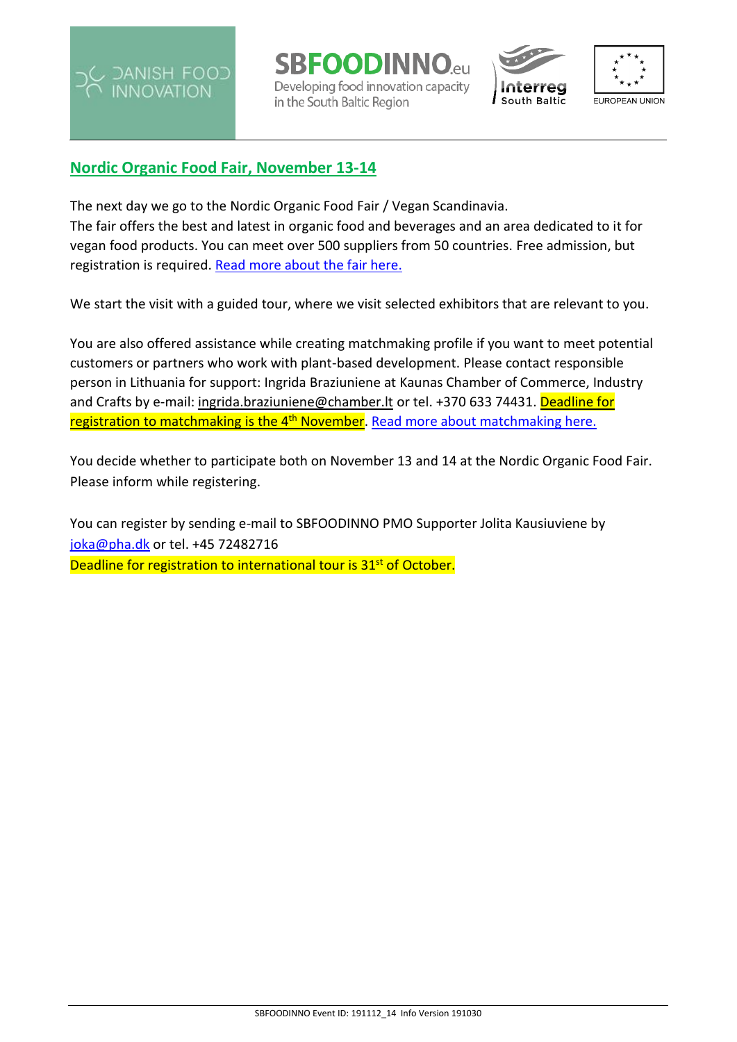## Nordic Organic Food Fair, November 13-14

The next day we go to the Nordic Organic Food Fair / Vegan Scandinavia.
The fair offers the best and latest in organic food and beverages and an area dedicated to it for vegan food products. You can meet over 500 suppliers from 50 countries. Free admission, but registration is required. Read more about the fair here.

We start the visit with a guided tour, where we visit selected exhibitors that are relevant to you.

You are also offered assistance while creating matchmaking profile if you want to meet potential customers or partners who work with plant-based development. Please contact responsible person in Lithuania for support: Ingrida Braziuniene at Kaunas Chamber of Commerce, Industry and Crafts by e-mail: ingrida.braziuniene@chamber.lt or tel. +370 633 74431. Deadline for registration to matchmaking is the 4th November. Read more about matchmaking here.

You decide whether to participate both on November 13 and 14 at the Nordic Organic Food Fair. Please inform while registering.

You can register by sending e-mail to SBFOODINNO PMO Supporter Jolita Kausiuviene by joka@pha.dk or tel. +45 72482716
Deadline for registration to international tour is 31st of October.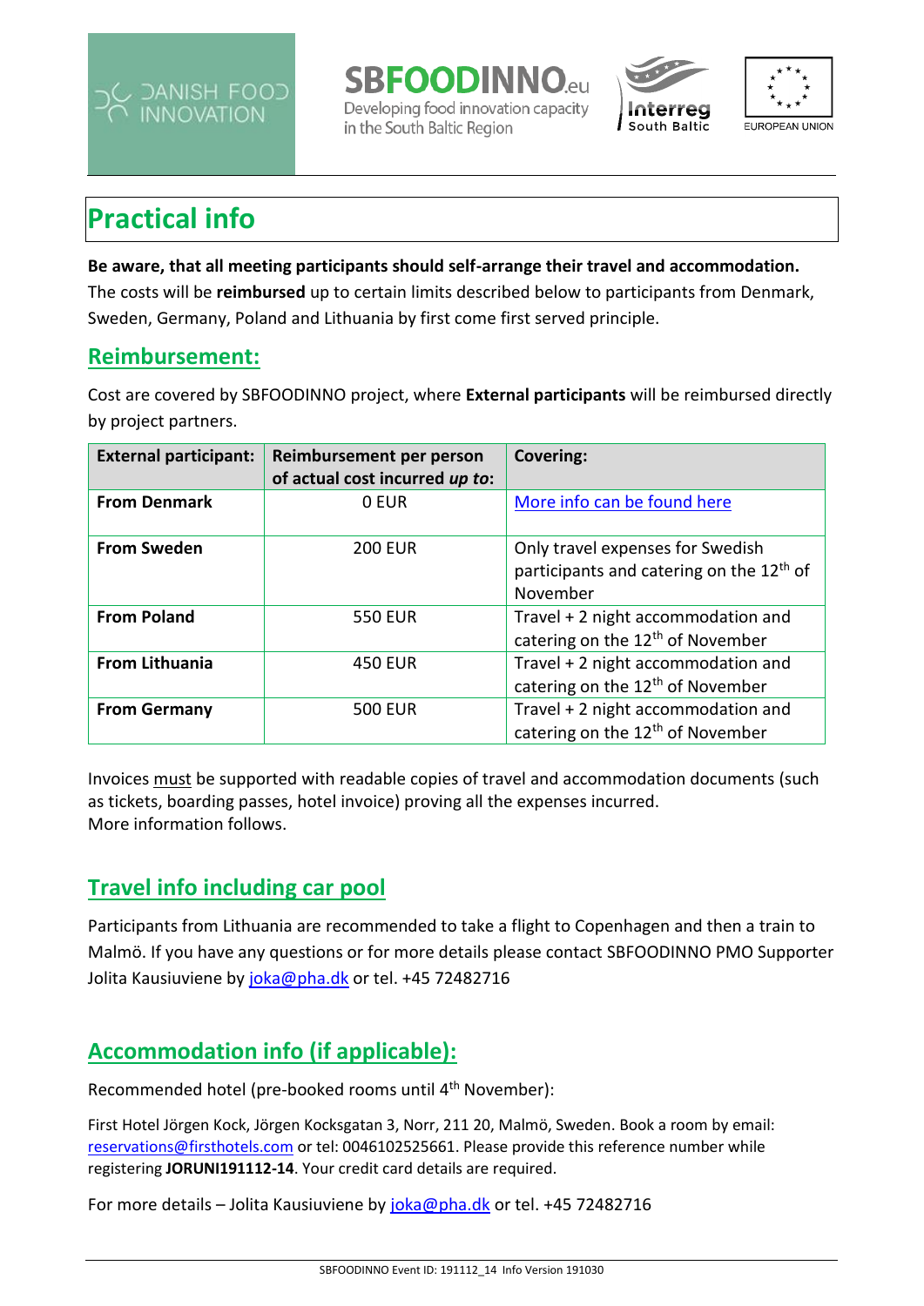## Practical info

**Be aware, that all meeting participants should self-arrange their travel and accommodation.** The costs will be **reimbursed** up to certain limits described below to participants from Denmark, Sweden, Germany, Poland and Lithuania by first come first served principle.

### Reimbursement:

Cost are covered by SBFOODINNO project, where **External participants** will be reimbursed directly by project partners.

| External participant: | Reimbursement per person of actual cost incurred *up to*: | Covering: |
|---|---|---|
| **From Denmark** | 0 EUR | More info can be found here |
| **From Sweden** | 200 EUR | Only travel expenses for Swedish participants and catering on the 12th of November |
| **From Poland** | 550 EUR | Travel + 2 night accommodation and catering on the 12th of November |
| **From Lithuania** | 450 EUR | Travel + 2 night accommodation and catering on the 12th of November |
| **From Germany** | 500 EUR | Travel + 2 night accommodation and catering on the 12th of November |

Invoices must be supported with readable copies of travel and accommodation documents (such as tickets, boarding passes, hotel invoice) proving all the expenses incurred.
More information follows.

### Travel info including car pool

Participants from Lithuania are recommended to take a flight to Copenhagen and then a train to Malmö. If you have any questions or for more details please contact SBFOODINNO PMO Supporter Jolita Kausiuviene by joka@pha.dk or tel. +45 72482716

### Accommodation info (if applicable):

Recommended hotel (pre-booked rooms until 4th November):

First Hotel Jörgen Kock, Jörgen Kocksgatan 3, Norr, 211 20, Malmö, Sweden. Book a room by email: reservations@firsthotels.com or tel: 0046102525661. Please provide this reference number while registering **JORUNI191112-14**. Your credit card details are required.

For more details – Jolita Kausiuviene by joka@pha.dk or tel. +45 72482716

SBFOODINNO Event ID: 191112_14 Info Version 191030